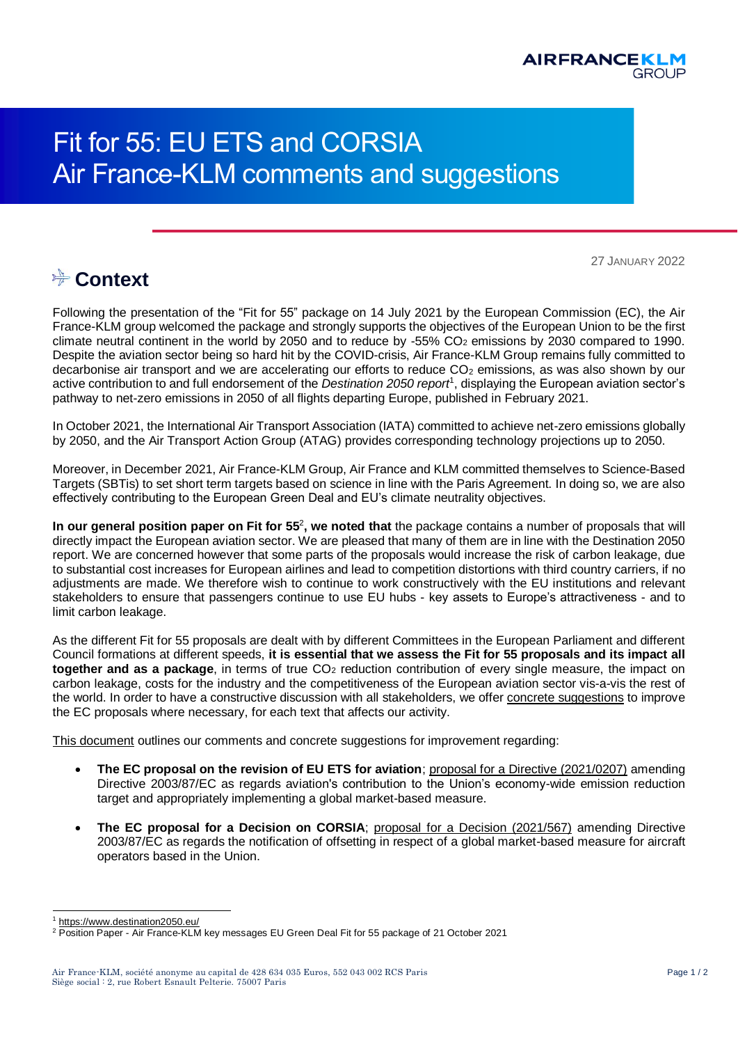# Fit for 55: EU ETS and CORSIA
# Air France-KLM comments and suggestions

27 JANUARY 2022

## Context

Following the presentation of the "Fit for 55" package on 14 July 2021 by the European Commission (EC), the Air France-KLM group welcomed the package and strongly supports the objectives of the European Union to be the first climate neutral continent in the world by 2050 and to reduce by -55% $CO_2$ emissions by 2030 compared to 1990. Despite the aviation sector being so hard hit by the COVID-crisis, Air France-KLM Group remains fully committed to decarbonise air transport and we are accelerating our efforts to reduce $CO_2$ emissions, as was also shown by our active contribution to and full endorsement of the *Destination 2050 report*[1], displaying the European aviation sector's pathway to net-zero emissions in 2050 of all flights departing Europe, published in February 2021.

In October 2021, the International Air Transport Association (IATA) committed to achieve net-zero emissions globally by 2050, and the Air Transport Action Group (ATAG) provides corresponding technology projections up to 2050.

Moreover, in December 2021, Air France-KLM Group, Air France and KLM committed themselves to Science-Based Targets (SBTis) to set short term targets based on science in line with the Paris Agreement. In doing so, we are also effectively contributing to the European Green Deal and EU's climate neutrality objectives.

**In our general position paper on Fit for 55[2], we noted that** the package contains a number of proposals that will directly impact the European aviation sector. We are pleased that many of them are in line with the Destination 2050 report. We are concerned however that some parts of the proposals would increase the risk of carbon leakage, due to substantial cost increases for European airlines and lead to competition distortions with third country carriers, if no adjustments are made. We therefore wish to continue to work constructively with the EU institutions and relevant stakeholders to ensure that passengers continue to use EU hubs - key assets to Europe's attractiveness - and to limit carbon leakage.

As the different Fit for 55 proposals are dealt with by different Committees in the European Parliament and different Council formations at different speeds, **it is essential that we assess the Fit for 55 proposals and its impact all together and as a package**, in terms of true $CO_2$ reduction contribution of every single measure, the impact on carbon leakage, costs for the industry and the competitiveness of the European aviation sector vis-a-vis the rest of the world. In order to have a constructive discussion with all stakeholders, we offer concrete suggestions to improve the EC proposals where necessary, for each text that affects our activity.

This document outlines our comments and concrete suggestions for improvement regarding:

- **The EC proposal on the revision of EU ETS for aviation**; proposal for a Directive (2021/0207) amending Directive 2003/87/EC as regards aviation's contribution to the Union's economy-wide emission reduction target and appropriately implementing a global market-based measure.
- **The EC proposal for a Decision on CORSIA**; proposal for a Decision (2021/567) amending Directive 2003/87/EC as regards the notification of offsetting in respect of a global market-based measure for aircraft operators based in the Union.

---

[1] https://www.destination2050.eu/

[2] Position Paper - Air France-KLM key messages EU Green Deal Fit for 55 package of 21 October 2021

Air France-KLM, société anonyme au capital de 428 634 035 Euros, 552 043 002 RCS Paris
Siège social : 2, rue Robert Esnault Pelterie. 75007 Paris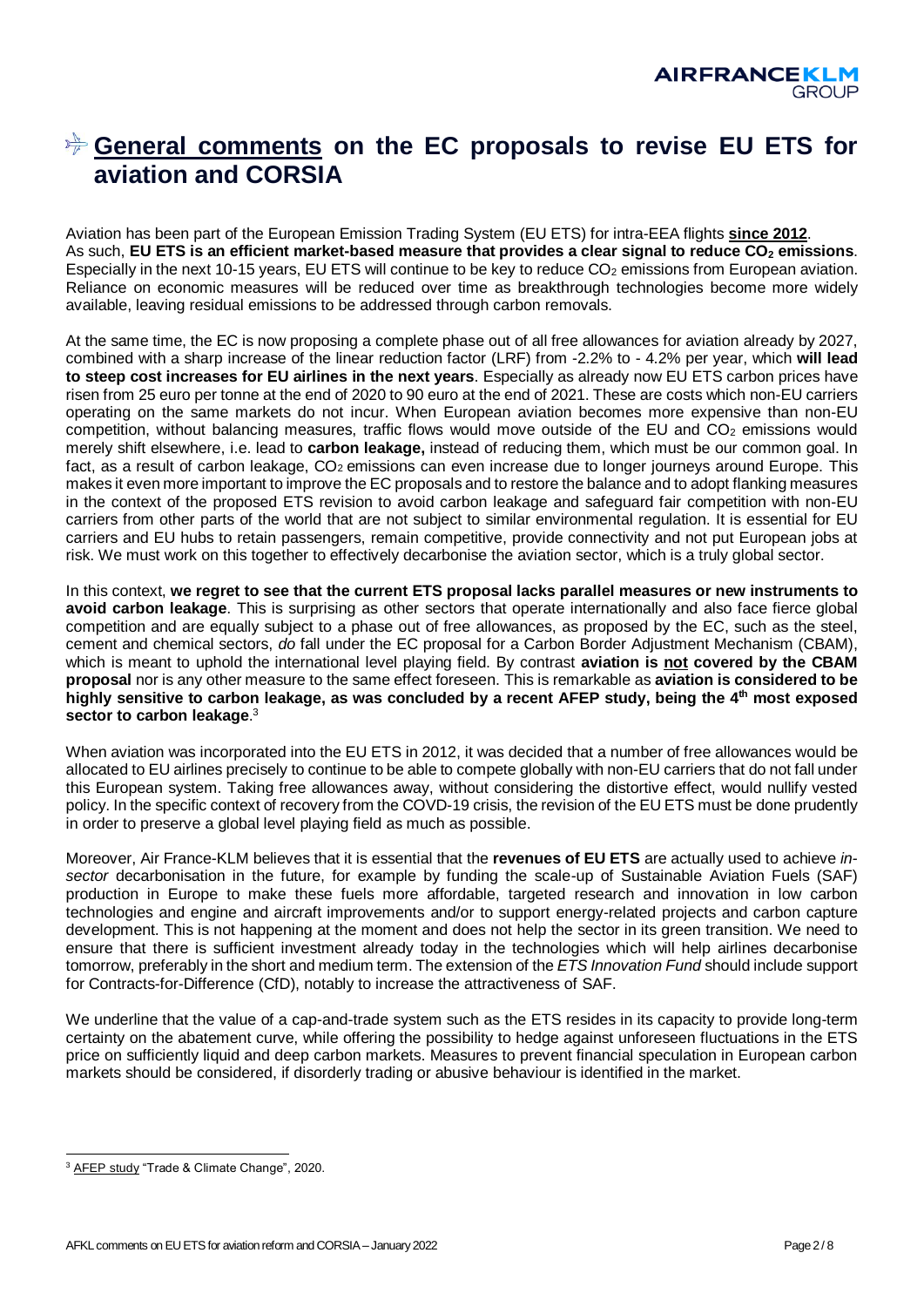# General comments on the EC proposals to revise EU ETS for aviation and CORSIA

Aviation has been part of the European Emission Trading System (EU ETS) for intra-EEA flights **since 2012**. As such, **EU ETS is an efficient market-based measure that provides a clear signal to reduce $CO_2$ emissions**. Especially in the next 10-15 years, EU ETS will continue to be key to reduce $CO_2$ emissions from European aviation. Reliance on economic measures will be reduced over time as breakthrough technologies become more widely available, leaving residual emissions to be addressed through carbon removals.

At the same time, the EC is now proposing a complete phase out of all free allowances for aviation already by 2027, combined with a sharp increase of the linear reduction factor (LRF) from -2.2% to - 4.2% per year, which **will lead to steep cost increases for EU airlines in the next years**. Especially as already now EU ETS carbon prices have risen from 25 euro per tonne at the end of 2020 to 90 euro at the end of 2021. These are costs which non-EU carriers operating on the same markets do not incur. When European aviation becomes more expensive than non-EU competition, without balancing measures, traffic flows would move outside of the EU and $CO_2$ emissions would merely shift elsewhere, i.e. lead to **carbon leakage,** instead of reducing them, which must be our common goal. In fact, as a result of carbon leakage, $CO_2$ emissions can even increase due to longer journeys around Europe. This makes it even more important to improve the EC proposals and to restore the balance and to adopt flanking measures in the context of the proposed ETS revision to avoid carbon leakage and safeguard fair competition with non-EU carriers from other parts of the world that are not subject to similar environmental regulation. It is essential for EU carriers and EU hubs to retain passengers, remain competitive, provide connectivity and not put European jobs at risk. We must work on this together to effectively decarbonise the aviation sector, which is a truly global sector.

In this context, **we regret to see that the current ETS proposal lacks parallel measures or new instruments to avoid carbon leakage**. This is surprising as other sectors that operate internationally and also face fierce global competition and are equally subject to a phase out of free allowances, as proposed by the EC, such as the steel, cement and chemical sectors, *do* fall under the EC proposal for a Carbon Border Adjustment Mechanism (CBAM), which is meant to uphold the international level playing field. By contrast **aviation is not covered by the CBAM proposal** nor is any other measure to the same effect foreseen. This is remarkable as **aviation is considered to be highly sensitive to carbon leakage, as was concluded by a recent AFEP study, being the 4th most exposed sector to carbon leakage**.[3]

When aviation was incorporated into the EU ETS in 2012, it was decided that a number of free allowances would be allocated to EU airlines precisely to continue to be able to compete globally with non-EU carriers that do not fall under this European system. Taking free allowances away, without considering the distortive effect, would nullify vested policy. In the specific context of recovery from the COVD-19 crisis, the revision of the EU ETS must be done prudently in order to preserve a global level playing field as much as possible.

Moreover, Air France-KLM believes that it is essential that the **revenues of EU ETS** are actually used to achieve *in-sector* decarbonisation in the future, for example by funding the scale-up of Sustainable Aviation Fuels (SAF) production in Europe to make these fuels more affordable, targeted research and innovation in low carbon technologies and engine and aircraft improvements and/or to support energy-related projects and carbon capture development. This is not happening at the moment and does not help the sector in its green transition. We need to ensure that there is sufficient investment already today in the technologies which will help airlines decarbonise tomorrow, preferably in the short and medium term. The extension of the *ETS Innovation Fund* should include support for Contracts-for-Difference (CfD), notably to increase the attractiveness of SAF.

We underline that the value of a cap-and-trade system such as the ETS resides in its capacity to provide long-term certainty on the abatement curve, while offering the possibility to hedge against unforeseen fluctuations in the ETS price on sufficiently liquid and deep carbon markets. Measures to prevent financial speculation in European carbon markets should be considered, if disorderly trading or abusive behaviour is identified in the market.

[3] AFEP study "Trade & Climate Change", 2020.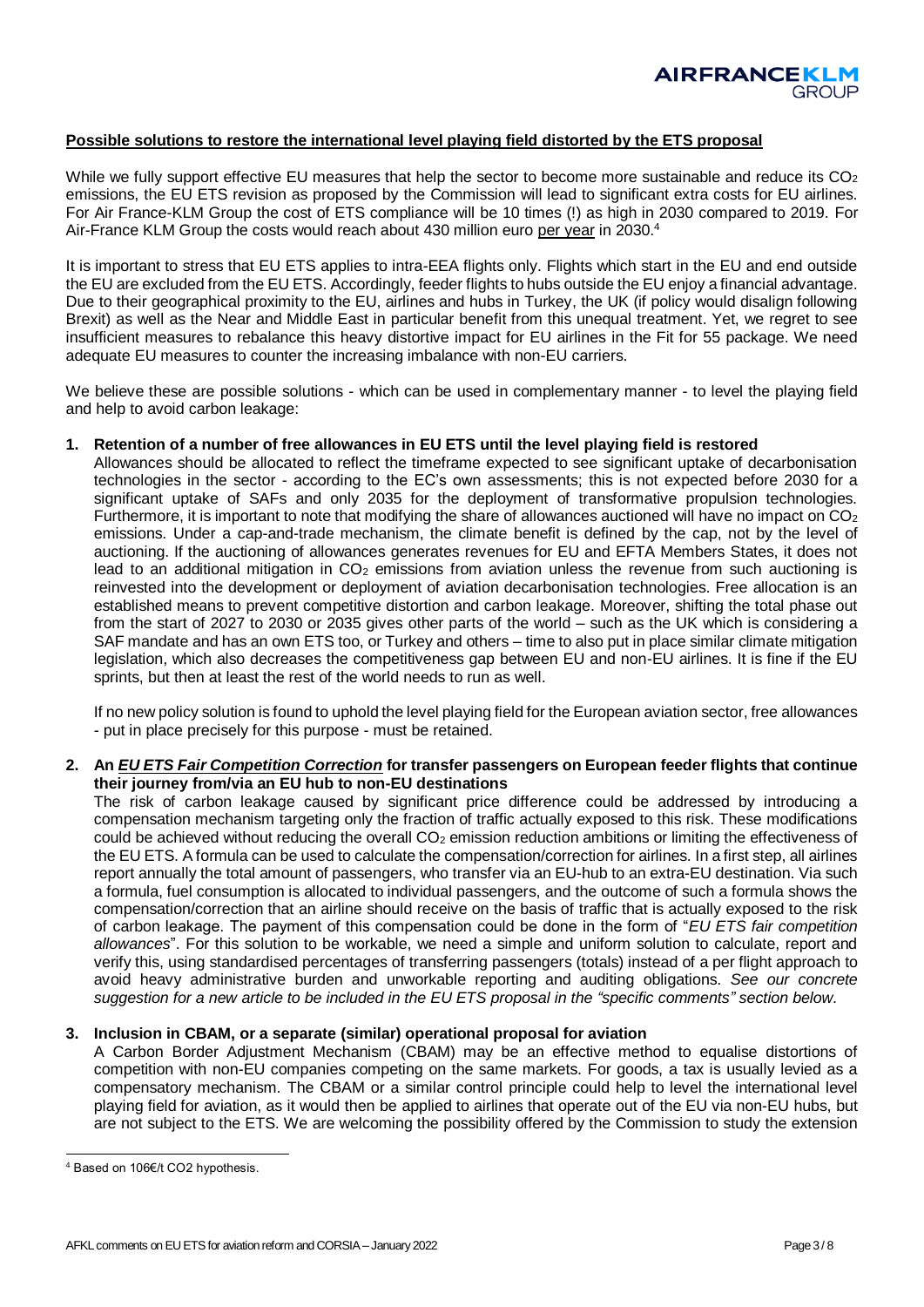**Possible solutions to restore the international level playing field distorted by the ETS proposal**

While we fully support effective EU measures that help the sector to become more sustainable and reduce its $CO_2$ emissions, the EU ETS revision as proposed by the Commission will lead to significant extra costs for EU airlines. For Air France-KLM Group the cost of ETS compliance will be 10 times (!) as high in 2030 compared to 2019. For Air-France KLM Group the costs would reach about 430 million euro per year in 2030.[4]

It is important to stress that EU ETS applies to intra-EEA flights only. Flights which start in the EU and end outside the EU are excluded from the EU ETS. Accordingly, feeder flights to hubs outside the EU enjoy a financial advantage. Due to their geographical proximity to the EU, airlines and hubs in Turkey, the UK (if policy would disalign following Brexit) as well as the Near and Middle East in particular benefit from this unequal treatment. Yet, we regret to see insufficient measures to rebalance this heavy distortive impact for EU airlines in the Fit for 55 package. We need adequate EU measures to counter the increasing imbalance with non-EU carriers.

We believe these are possible solutions - which can be used in complementary manner - to level the playing field and help to avoid carbon leakage:

1. **Retention of a number of free allowances in EU ETS until the level playing field is restored**
   Allowances should be allocated to reflect the timeframe expected to see significant uptake of decarbonisation technologies in the sector - according to the EC's own assessments; this is not expected before 2030 for a significant uptake of SAFs and only 2035 for the deployment of transformative propulsion technologies. Furthermore, it is important to note that modifying the share of allowances auctioned will have no impact on $CO_2$ emissions. Under a cap-and-trade mechanism, the climate benefit is defined by the cap, not by the level of auctioning. If the auctioning of allowances generates revenues for EU and EFTA Members States, it does not lead to an additional mitigation in $CO_2$ emissions from aviation unless the revenue from such auctioning is reinvested into the development or deployment of aviation decarbonisation technologies. Free allocation is an established means to prevent competitive distortion and carbon leakage. Moreover, shifting the total phase out from the start of 2027 to 2030 or 2035 gives other parts of the world – such as the UK which is considering a SAF mandate and has an own ETS too, or Turkey and others – time to also put in place similar climate mitigation legislation, which also decreases the competitiveness gap between EU and non-EU airlines. It is fine if the EU sprints, but then at least the rest of the world needs to run as well.

   If no new policy solution is found to uphold the level playing field for the European aviation sector, free allowances - put in place precisely for this purpose - must be retained.

2. **An *EU ETS Fair Competition Correction* for transfer passengers on European feeder flights that continue their journey from/via an EU hub to non-EU destinations**
   The risk of carbon leakage caused by significant price difference could be addressed by introducing a compensation mechanism targeting only the fraction of traffic actually exposed to this risk. These modifications could be achieved without reducing the overall $CO_2$ emission reduction ambitions or limiting the effectiveness of the EU ETS. A formula can be used to calculate the compensation/correction for airlines. In a first step, all airlines report annually the total amount of passengers, who transfer via an EU-hub to an extra-EU destination. Via such a formula, fuel consumption is allocated to individual passengers, and the outcome of such a formula shows the compensation/correction that an airline should receive on the basis of traffic that is actually exposed to the risk of carbon leakage. The payment of this compensation could be done in the form of "*EU ETS fair competition allowances*". For this solution to be workable, we need a simple and uniform solution to calculate, report and verify this, using standardised percentages of transferring passengers (totals) instead of a per flight approach to avoid heavy administrative burden and unworkable reporting and auditing obligations. *See our concrete suggestion for a new article to be included in the EU ETS proposal in the "specific comments" section below.*

3. **Inclusion in CBAM, or a separate (similar) operational proposal for aviation**
   A Carbon Border Adjustment Mechanism (CBAM) may be an effective method to equalise distortions of competition with non-EU companies competing on the same markets. For goods, a tax is usually levied as a compensatory mechanism. The CBAM or a similar control principle could help to level the international level playing field for aviation, as it would then be applied to airlines that operate out of the EU via non-EU hubs, but are not subject to the ETS. We are welcoming the possibility offered by the Commission to study the extension

[4] Based on 106€/t CO2 hypothesis.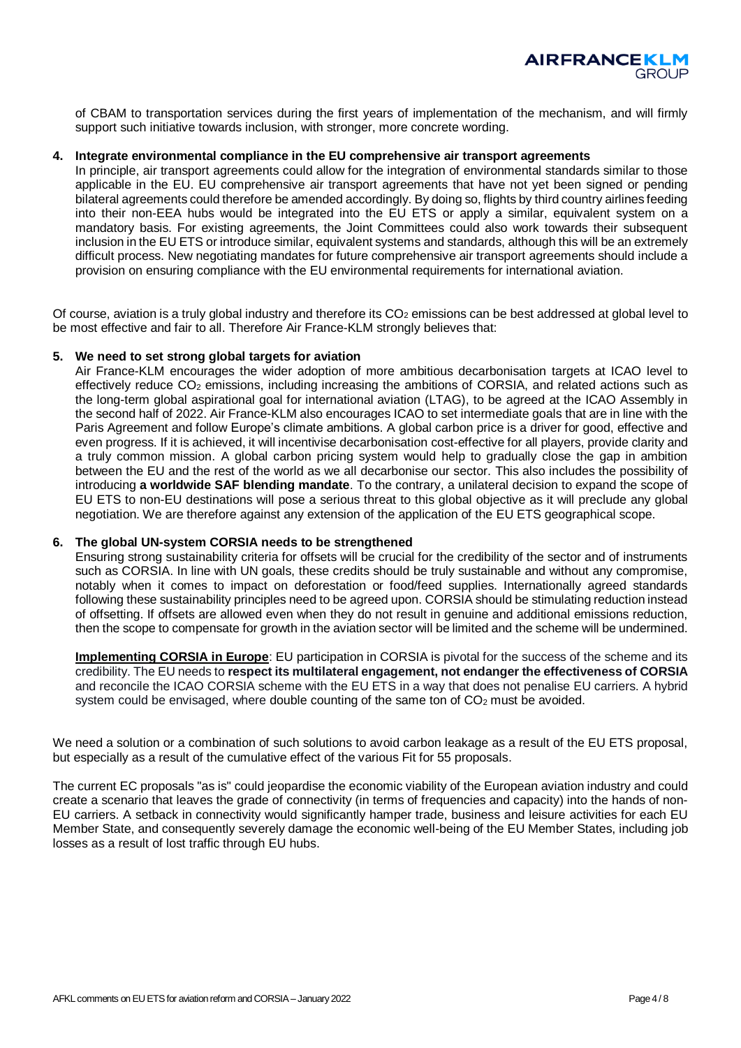of CBAM to transportation services during the first years of implementation of the mechanism, and will firmly support such initiative towards inclusion, with stronger, more concrete wording.

4. **Integrate environmental compliance in the EU comprehensive air transport agreements**
   In principle, air transport agreements could allow for the integration of environmental standards similar to those applicable in the EU. EU comprehensive air transport agreements that have not yet been signed or pending bilateral agreements could therefore be amended accordingly. By doing so, flights by third country airlines feeding into their non-EEA hubs would be integrated into the EU ETS or apply a similar, equivalent system on a mandatory basis. For existing agreements, the Joint Committees could also work towards their subsequent inclusion in the EU ETS or introduce similar, equivalent systems and standards, although this will be an extremely difficult process. New negotiating mandates for future comprehensive air transport agreements should include a provision on ensuring compliance with the EU environmental requirements for international aviation.

Of course, aviation is a truly global industry and therefore its $CO_2$ emissions can be best addressed at global level to be most effective and fair to all. Therefore Air France-KLM strongly believes that:

5. **We need to set strong global targets for aviation**
   Air France-KLM encourages the wider adoption of more ambitious decarbonisation targets at ICAO level to effectively reduce $CO_2$ emissions, including increasing the ambitions of CORSIA, and related actions such as the long-term global aspirational goal for international aviation (LTAG), to be agreed at the ICAO Assembly in the second half of 2022. Air France-KLM also encourages ICAO to set intermediate goals that are in line with the Paris Agreement and follow Europe's climate ambitions. A global carbon price is a driver for good, effective and even progress. If it is achieved, it will incentivise decarbonisation cost-effective for all players, provide clarity and a truly common mission. A global carbon pricing system would help to gradually close the gap in ambition between the EU and the rest of the world as we all decarbonise our sector. This also includes the possibility of introducing **a worldwide SAF blending mandate**. To the contrary, a unilateral decision to expand the scope of EU ETS to non-EU destinations will pose a serious threat to this global objective as it will preclude any global negotiation. We are therefore against any extension of the application of the EU ETS geographical scope.

6. **The global UN-system CORSIA needs to be strengthened**
   Ensuring strong sustainability criteria for offsets will be crucial for the credibility of the sector and of instruments such as CORSIA. In line with UN goals, these credits should be truly sustainable and without any compromise, notably when it comes to impact on deforestation or food/feed supplies. Internationally agreed standards following these sustainability principles need to be agreed upon. CORSIA should be stimulating reduction instead of offsetting. If offsets are allowed even when they do not result in genuine and additional emissions reduction, then the scope to compensate for growth in the aviation sector will be limited and the scheme will be undermined.

   **Implementing CORSIA in Europe**: EU participation in CORSIA is pivotal for the success of the scheme and its credibility. The EU needs to **respect its multilateral engagement, not endanger the effectiveness of CORSIA** and reconcile the ICAO CORSIA scheme with the EU ETS in a way that does not penalise EU carriers. A hybrid system could be envisaged, where double counting of the same ton of $CO_2$ must be avoided.

We need a solution or a combination of such solutions to avoid carbon leakage as a result of the EU ETS proposal, but especially as a result of the cumulative effect of the various Fit for 55 proposals.

The current EC proposals "as is" could jeopardise the economic viability of the European aviation industry and could create a scenario that leaves the grade of connectivity (in terms of frequencies and capacity) into the hands of non-EU carriers. A setback in connectivity would significantly hamper trade, business and leisure activities for each EU Member State, and consequently severely damage the economic well-being of the EU Member States, including job losses as a result of lost traffic through EU hubs.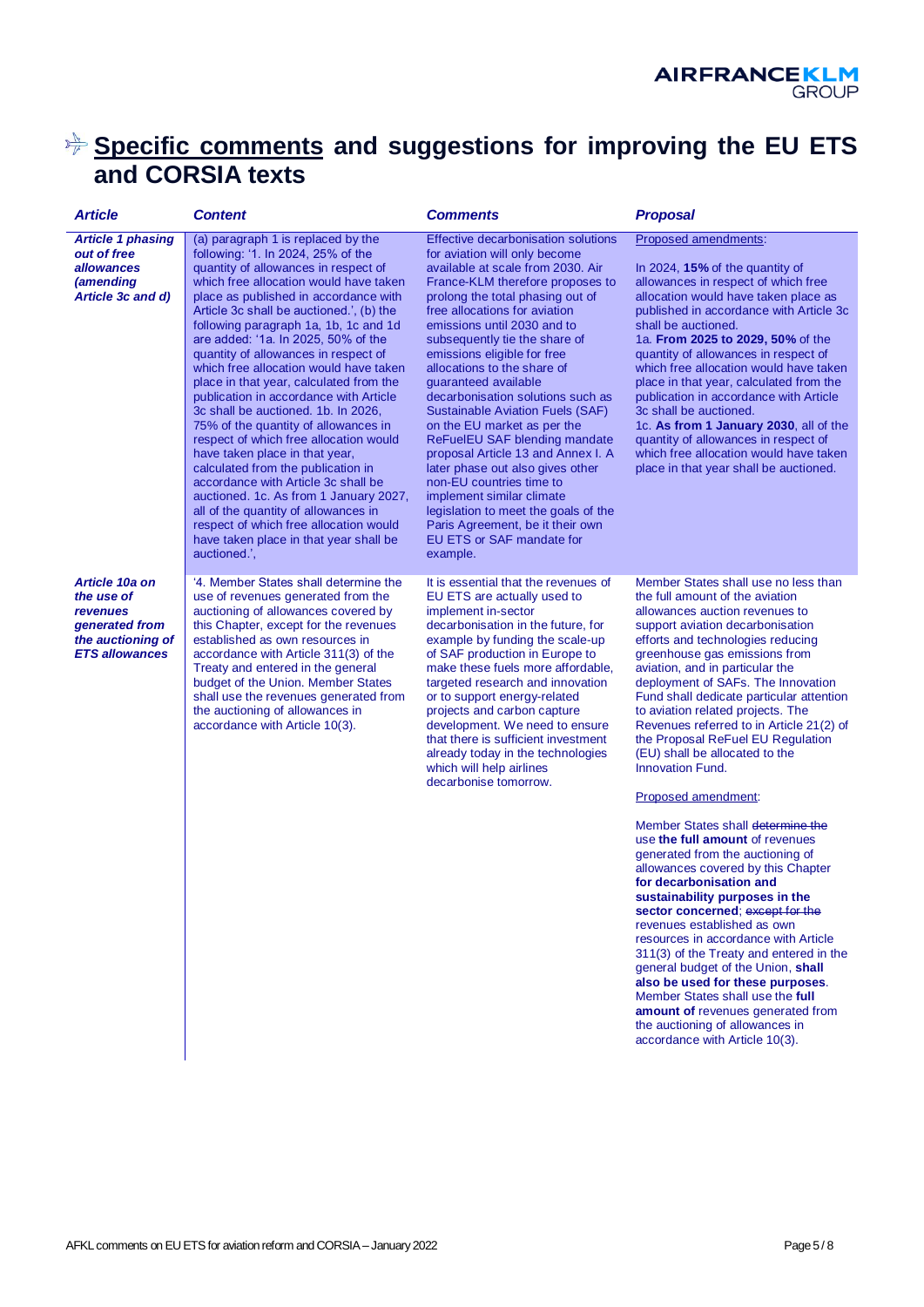# **Specific comments** and suggestions for improving the EU ETS and CORSIA texts

| *Article* | *Content* | *Comments* | *Proposal* |
|---|---|---|---|
| ***Article 1 phasing out of free allowances (amending Article 3c and d)*** | (a) paragraph 1 is replaced by the following: '1. In 2024, 25% of the quantity of allowances in respect of which free allocation would have taken place as published in accordance with Article 3c shall be auctioned.', (b) the following paragraph 1a, 1b, 1c and 1d are added: '1a. In 2025, 50% of the quantity of allowances in respect of which free allocation would have taken place in that year, calculated from the publication in accordance with Article 3c shall be auctioned. 1b. In 2026, 75% of the quantity of allowances in respect of which free allocation would have taken place in that year, calculated from the publication in accordance with Article 3c shall be auctioned. 1c. As from 1 January 2027, all of the quantity of allowances in respect of which free allocation would have taken place in that year shall be auctioned.', | Effective decarbonisation solutions for aviation will only become available at scale from 2030. Air France-KLM therefore proposes to prolong the total phasing out of free allocations for aviation emissions until 2030 and to subsequently tie the share of emissions eligible for free allocations to the share of guaranteed available decarbonisation solutions such as Sustainable Aviation Fuels (SAF) on the EU market as per the ReFuelEU SAF blending mandate proposal Article 13 and Annex I. A later phase out also gives other non-EU countries time to implement similar climate legislation to meet the goals of the Paris Agreement, be it their own EU ETS or SAF mandate for example. | Proposed amendments:<br><br>In 2024, **15%** of the quantity of allowances in respect of which free allocation would have taken place as published in accordance with Article 3c shall be auctioned.<br>1a. **From 2025 to 2029, 50%** of the quantity of allowances in respect of which free allocation would have taken place in that year, calculated from the publication in accordance with Article 3c shall be auctioned.<br>1c. **As from 1 January 2030**, all of the quantity of allowances in respect of which free allocation would have taken place in that year shall be auctioned. |
| ***Article 10a on the use of revenues generated from the auctioning of ETS allowances*** | '4. Member States shall determine the use of revenues generated from the auctioning of allowances covered by this Chapter, except for the revenues established as own resources in accordance with Article 311(3) of the Treaty and entered in the general budget of the Union. Member States shall use the revenues generated from the auctioning of allowances in accordance with Article 10(3). | It is essential that the revenues of EU ETS are actually used to implement in-sector decarbonisation in the future, for example by funding the scale-up of SAF production in Europe to make these fuels more affordable, targeted research and innovation or to support energy-related projects and carbon capture development. We need to ensure that there is sufficient investment already today in the technologies which will help airlines decarbonise tomorrow. | Member States shall use no less than the full amount of the aviation allowances auction revenues to support aviation decarbonisation efforts and technologies reducing greenhouse gas emissions from aviation, and in particular the deployment of SAFs. The Innovation Fund shall dedicate particular attention to aviation related projects. The Revenues referred to in Article 21(2) of the Proposal ReFuel EU Regulation (EU) shall be allocated to the Innovation Fund.<br><br>Proposed amendment:<br><br>Member States shall ~~determine the~~ use **the full amount** of revenues generated from the auctioning of allowances covered by this Chapter **for decarbonisation and sustainability purposes in the sector concerned**; ~~except for the~~ revenues established as own resources in accordance with Article 311(3) of the Treaty and entered in the general budget of the Union, **shall also be used for these purposes**. Member States shall use the **full amount of** revenues generated from the auctioning of allowances in accordance with Article 10(3). |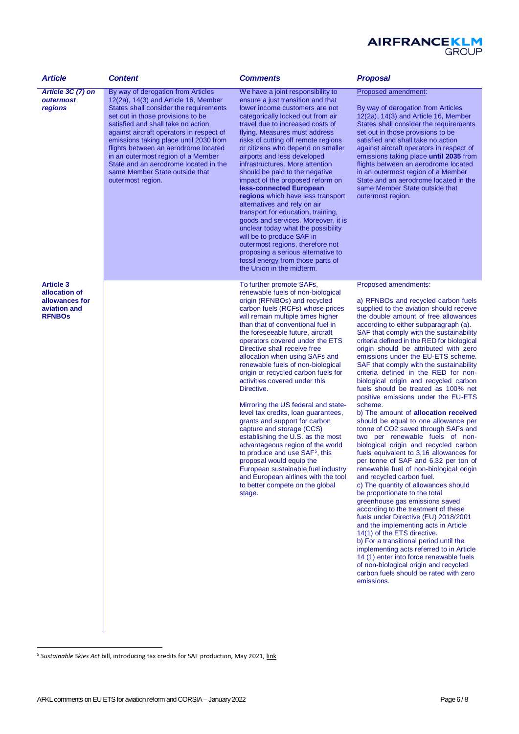| *Article* | *Content* | *Comments* | *Proposal* |
|---|---|---|---|
| ***Article 3C (7) on outermost regions*** | By way of derogation from Articles 12(2a), 14(3) and Article 16, Member States shall consider the requirements set out in those provisions to be satisfied and shall take no action against aircraft operators in respect of emissions taking place until 2030 from flights between an aerodrome located in an outermost region of a Member State and an aerodrome located in the same Member State outside that outermost region. | We have a joint responsibility to ensure a just transition and that lower income customers are not categorically locked out from air travel due to increased costs of flying. Measures must address risks of cutting off remote regions or citizens who depend on smaller airports and less developed infrastructures. More attention should be paid to the negative impact of the proposed reform on **less-connected European regions** which have less transport alternatives and rely on air transport for education, training, goods and services. Moreover, it is unclear today what the possibility will be to produce SAF in outermost regions, therefore not proposing a serious alternative to fossil energy from those parts of the Union in the midterm. | Proposed amendment:<br><br>By way of derogation from Articles 12(2a), 14(3) and Article 16, Member States shall consider the requirements set out in those provisions to be satisfied and shall take no action against aircraft operators in respect of emissions taking place **until 2035** from flights between an aerodrome located in an outermost region of a Member State and an aerodrome located in the same Member State outside that outermost region. |
| **Article 3 allocation of allowances for aviation and RFNBOs** | | To further promote SAFs, renewable fuels of non-biological origin (RFNBOs) and recycled carbon fuels (RCFs) whose prices will remain multiple times higher than that of conventional fuel in the foreseeable future, aircraft operators covered under the ETS Directive shall receive free allocation when using SAFs and renewable fuels of non-biological origin or recycled carbon fuels for activities covered under this Directive.<br><br>Mirroring the US federal and state-level tax credits, loan guarantees, grants and support for carbon capture and storage (CCS) establishing the U.S. as the most advantageous region of the world to produce and use SAF[5], this proposal would equip the European sustainable fuel industry and European airlines with the tool to better compete on the global stage. | Proposed amendments:<br><br>a) RFNBOs and recycled carbon fuels supplied to the aviation should receive the double amount of free allowances according to either subparagraph (a). SAF that comply with the sustainability criteria defined in the RED for biological origin should be attributed with zero emissions under the EU-ETS scheme. SAF that comply with the sustainability criteria defined in the RED for non-biological origin and recycled carbon fuels should be treated as 100% net positive emissions under the EU-ETS scheme.<br>b) The amount of **allocation received** should be equal to one allowance per tonne of $CO_2$ saved through SAFs and two per renewable fuels of non-biological origin and recycled carbon fuels equivalent to 3,16 allowances for per tonne of SAF and 6,32 per ton of renewable fuel of non-biological origin and recycled carbon fuel.<br>c) The quantity of allowances should be proportionate to the total greenhouse gas emissions saved according to the treatment of these fuels under Directive (EU) 2018/2001 and the implementing acts in Article 14(1) of the ETS directive.<br>b) For a transitional period until the implementing acts referred to in Article 14 (1) enter into force renewable fuels of non-biological origin and recycled carbon fuels should be rated with zero emissions. |

[5] *Sustainable Skies Act* bill, introducing tax credits for SAF production, May 2021, link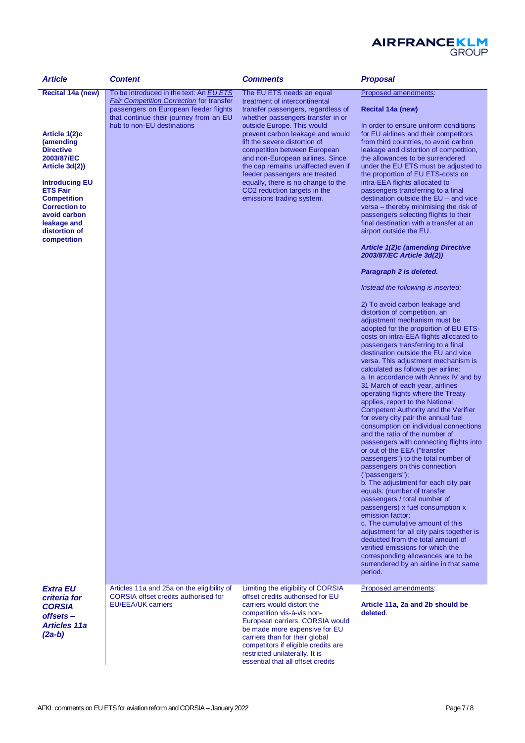| Article | Content | Comments | Proposal |
|---|---|---|---|
| **Recital 14a (new)**<br><br>**Article 1(2)c (amending Directive 2003/87/EC Article 3d(2))**<br><br>**Introducing EU ETS Fair Competition Correction to avoid carbon leakage and distortion of competition** | To be introduced in the text: An ***EU ETS Fair Competition Correction*** for transfer passengers on European feeder flights that continue their journey from an EU hub to non-EU destinations | The EU ETS needs an equal treatment of intercontinental transfer passengers, regardless of whether passengers transfer in or outside Europe. This would prevent carbon leakage and would lift the severe distortion of competition between European and non-European airlines. Since the cap remains unaffected even if feeder passengers are treated equally, there is no change to the $CO_2$ reduction targets in the emissions trading system. | Proposed amendments:<br><br>**Recital 14a (new)**<br><br>In order to ensure uniform conditions for EU airlines and their competitors from third countries, to avoid carbon leakage and distortion of competition, the allowances to be surrendered under the EU ETS must be adjusted to the proportion of EU ETS-costs on intra-EEA flights allocated to passengers transferring to a final destination outside the EU – and vice versa – thereby minimising the risk of passengers selecting flights to their final destination with a transfer at an airport outside the EU.<br><br>***Article 1(2)c (amending Directive 2003/87/EC Article 3d(2))***<br><br>***Paragraph 2 is deleted.***<br><br>*Instead the following is inserted:*<br><br>2) To avoid carbon leakage and distortion of competition, an adjustment mechanism must be adopted for the proportion of EU ETS-costs on intra-EEA flights allocated to passengers transferring to a final destination outside the EU and vice versa. This adjustment mechanism is calculated as follows per airline:<br>a. In accordance with Annex IV and by 31 March of each year, airlines operating flights where the Treaty applies, report to the National Competent Authority and the Verifier for every city pair the annual fuel consumption on individual connections and the ratio of the number of passengers with connecting flights into or out of the EEA ("transfer passengers") to the total number of passengers on this connection ("passengers");<br>b. The adjustment for each city pair equals: (number of transfer passengers / total number of passengers) x fuel consumption x emission factor;<br>c. The cumulative amount of this adjustment for all city pairs together is deducted from the total amount of verified emissions for which the corresponding allowances are to be surrendered by an airline in that same period. |
| ***Extra EU criteria for CORSIA offsets – Articles 11a (2a-b)*** | Articles 11a and 25a on the eligibility of CORSIA offset credits authorised for EU/EEA/UK carriers | Limiting the eligibility of CORSIA offset credits authorised for EU carriers would distort the competition vis-à-vis non-European carriers. CORSIA would be made more expensive for EU carriers than for their global competitors if eligible credits are restricted unilaterally. It is essential that all offset credits | Proposed amendments:<br><br>**Article 11a, 2a and 2b should be deleted**. |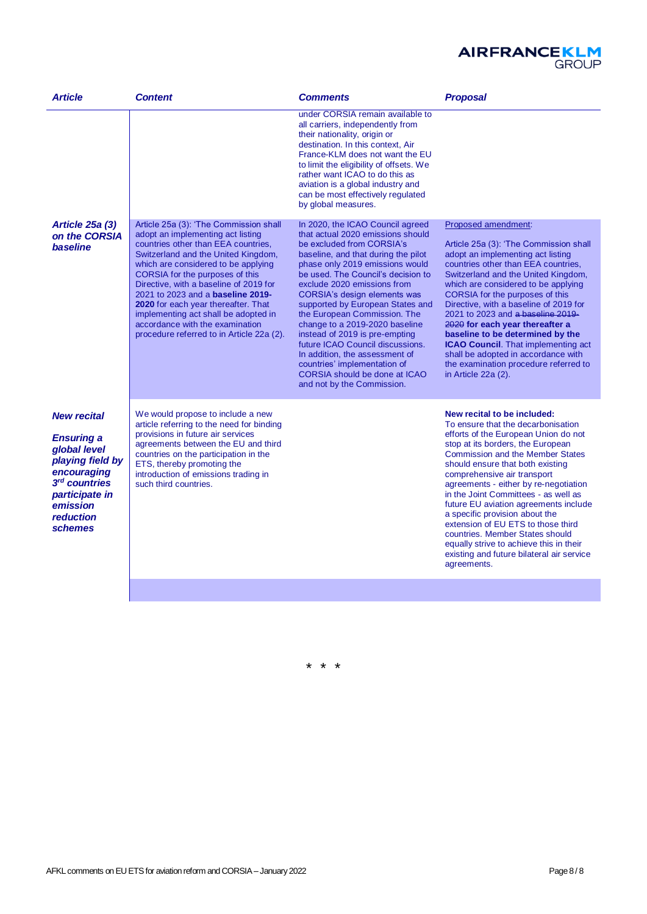| *Article* | *Content* | *Comments* | *Proposal* |
|---|---|---|---|
| | | under CORSIA remain available to all carriers, independently from their nationality, origin or destination. In this context, Air France-KLM does not want the EU to limit the eligibility of offsets. We rather want ICAO to do this as aviation is a global industry and can be most effectively regulated by global measures. | |
| ***Article 25a (3) on the CORSIA baseline*** | Article 25a (3): 'The Commission shall adopt an implementing act listing countries other than EEA countries, Switzerland and the United Kingdom, which are considered to be applying CORSIA for the purposes of this Directive, with a baseline of 2019 for 2021 to 2023 and a **baseline 2019-2020** for each year thereafter. That implementing act shall be adopted in accordance with the examination procedure referred to in Article 22a (2). | In 2020, the ICAO Council agreed that actual 2020 emissions should be excluded from CORSIA's baseline, and that during the pilot phase only 2019 emissions would be used. The Council's decision to exclude 2020 emissions from CORSIA's design elements was supported by European States and the European Commission. The change to a 2019-2020 baseline instead of 2019 is pre-empting future ICAO Council discussions. In addition, the assessment of countries' implementation of CORSIA should be done at ICAO and not by the Commission. | Proposed amendment:<br><br>Article 25a (3): 'The Commission shall adopt an implementing act listing countries other than EEA countries, Switzerland and the United Kingdom, which are considered to be applying CORSIA for the purposes of this Directive, with a baseline of 2019 for 2021 to 2023 and ~~a baseline 2019-2020~~ **for each year thereafter a baseline to be determined by the ICAO Council**. That implementing act shall be adopted in accordance with the examination procedure referred to in Article 22a (2). |
| ***New recital***<br><br>***Ensuring a global level playing field by encouraging 3rd countries participate in emission reduction schemes*** | We would propose to include a new article referring to the need for binding provisions in future air services agreements between the EU and third countries on the participation in the ETS, thereby promoting the introduction of emissions trading in such third countries. | | **New recital to be included:**<br>To ensure that the decarbonisation efforts of the European Union do not stop at its borders, the European Commission and the Member States should ensure that both existing comprehensive air transport agreements - either by re-negotiation in the Joint Committees - as well as future EU aviation agreements include a specific provision about the extension of EU ETS to those third countries. Member States should equally strive to achieve this in their existing and future bilateral air service agreements. |

\* \* \*